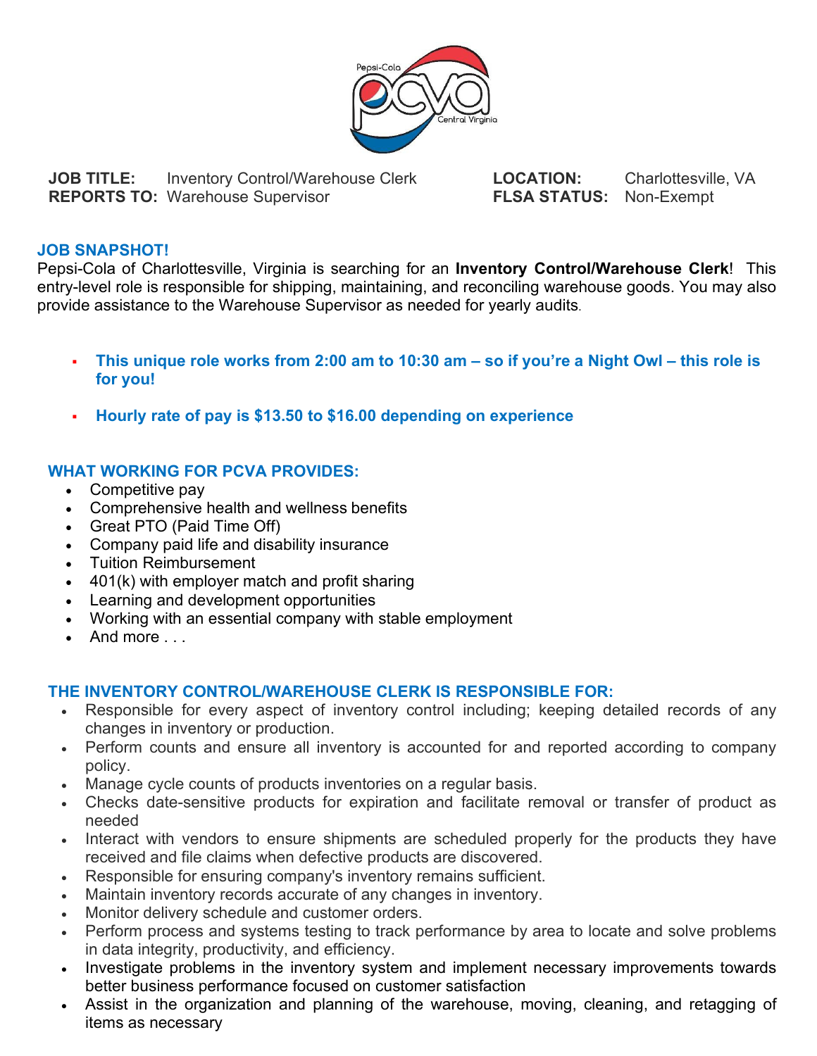**JOB TITLE:** Inventory Control/Warehouse Clerk
**REPORTS TO:** Warehouse Supervisor
**LOCATION:** Charlottesville, VA
**FLSA STATUS:** Non-Exempt

## JOB SNAPSHOT!

Pepsi-Cola of Charlottesville, Virginia is searching for an **Inventory Control/Warehouse Clerk**! This entry-level role is responsible for shipping, maintaining, and reconciling warehouse goods. You may also provide assistance to the Warehouse Supervisor as needed for yearly audits.

- **This unique role works from 2:00 am to 10:30 am – so if you're a Night Owl – this role is for you!**
- **Hourly rate of pay is $13.50 to $16.00 depending on experience**

## WHAT WORKING FOR PCVA PROVIDES:

- Competitive pay
- Comprehensive health and wellness benefits
- Great PTO (Paid Time Off)
- Company paid life and disability insurance
- Tuition Reimbursement
- 401(k) with employer match and profit sharing
- Learning and development opportunities
- Working with an essential company with stable employment
- And more . . .

## THE INVENTORY CONTROL/WAREHOUSE CLERK IS RESPONSIBLE FOR:

- Responsible for every aspect of inventory control including; keeping detailed records of any changes in inventory or production.
- Perform counts and ensure all inventory is accounted for and reported according to company policy.
- Manage cycle counts of products inventories on a regular basis.
- Checks date-sensitive products for expiration and facilitate removal or transfer of product as needed
- Interact with vendors to ensure shipments are scheduled properly for the products they have received and file claims when defective products are discovered.
- Responsible for ensuring company's inventory remains sufficient.
- Maintain inventory records accurate of any changes in inventory.
- Monitor delivery schedule and customer orders.
- Perform process and systems testing to track performance by area to locate and solve problems in data integrity, productivity, and efficiency.
- Investigate problems in the inventory system and implement necessary improvements towards better business performance focused on customer satisfaction
- Assist in the organization and planning of the warehouse, moving, cleaning, and retagging of items as necessary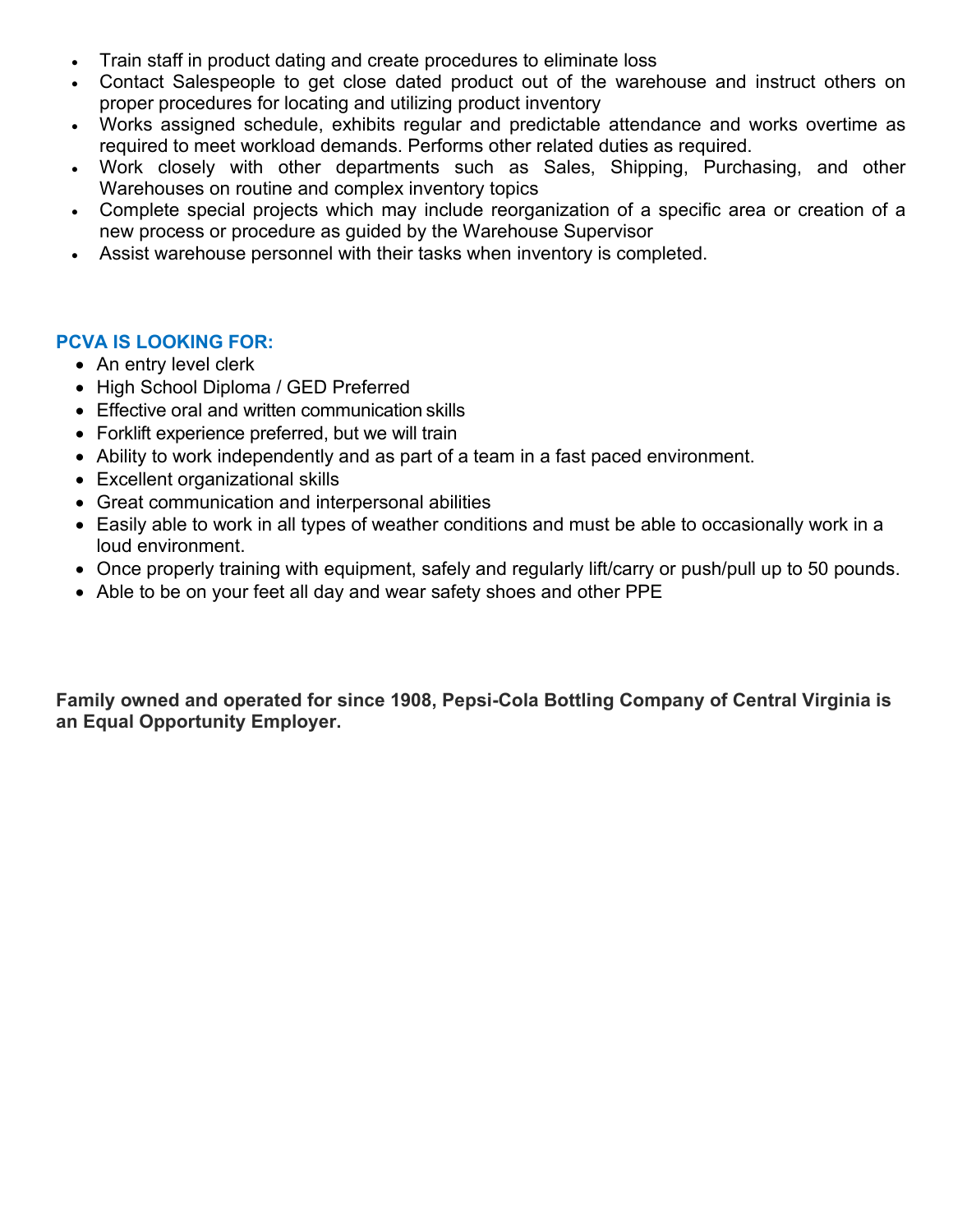- Train staff in product dating and create procedures to eliminate loss
- Contact Salespeople to get close dated product out of the warehouse and instruct others on proper procedures for locating and utilizing product inventory
- Works assigned schedule, exhibits regular and predictable attendance and works overtime as required to meet workload demands. Performs other related duties as required.
- Work closely with other departments such as Sales, Shipping, Purchasing, and other Warehouses on routine and complex inventory topics
- Complete special projects which may include reorganization of a specific area or creation of a new process or procedure as guided by the Warehouse Supervisor
- Assist warehouse personnel with their tasks when inventory is completed.

### PCVA IS LOOKING FOR:

- An entry level clerk
- High School Diploma / GED Preferred
- Effective oral and written communication skills
- Forklift experience preferred, but we will train
- Ability to work independently and as part of a team in a fast paced environment.
- Excellent organizational skills
- Great communication and interpersonal abilities
- Easily able to work in all types of weather conditions and must be able to occasionally work in a loud environment.
- Once properly training with equipment, safely and regularly lift/carry or push/pull up to 50 pounds.
- Able to be on your feet all day and wear safety shoes and other PPE

**Family owned and operated for since 1908, Pepsi-Cola Bottling Company of Central Virginia is an Equal Opportunity Employer.**